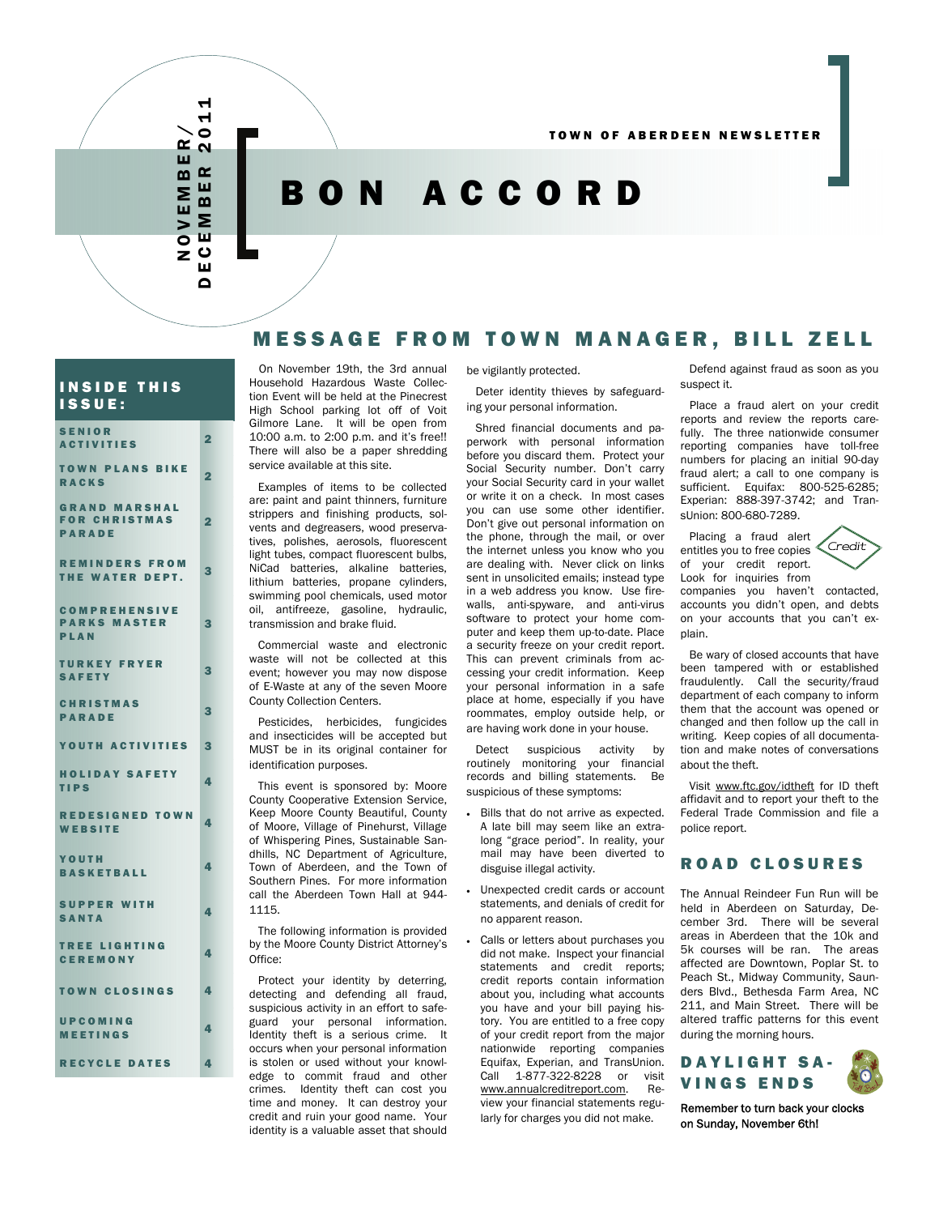NOVEMBER/ DECEMBER 2011

TOWN OF ABERDEEN NEWSLETTER

# BON ACCORD

## INSIDE THIS ISSUE:

| | |
|---|---|
| SENIOR ACTIVITIES | 2 |
| TOWN PLANS BIKE RACKS | 2 |
| GRAND MARSHAL FOR CHRISTMAS PARADE | 2 |
| REMINDERS FROM THE WATER DEPT. | 3 |
| COMPREHENSIVE PARKS MASTER PLAN | 3 |
| TURKEY FRYER SAFETY | 3 |
| CHRISTMAS PARADE | 3 |
| YOUTH ACTIVITIES | 3 |
| HOLIDAY SAFETY TIPS | 4 |
| REDESIGNED TOWN WEBSITE | 4 |
| YOUTH BASKETBALL | 4 |
| SUPPER WITH SANTA | 4 |
| TREE LIGHTING CEREMONY | 4 |
| TOWN CLOSINGS | 4 |
| UPCOMING MEETINGS | 4 |
| RECYCLE DATES | 4 |

## MESSAGE FROM TOWN MANAGER, BILL ZELL

On November 19th, the 3rd annual Household Hazardous Waste Collection Event will be held at the Pinecrest High School parking lot off of Voit Gilmore Lane. It will be open from 10:00 a.m. to 2:00 p.m. and it's free!! There will also be a paper shredding service available at this site.

Examples of items to be collected are: paint and paint thinners, furniture strippers and finishing products, solvents and degreasers, wood preservatives, polishes, aerosols, fluorescent light tubes, compact fluorescent bulbs, NiCad batteries, alkaline batteries, lithium batteries, propane cylinders, swimming pool chemicals, used motor oil, antifreeze, gasoline, hydraulic, transmission and brake fluid.

Commercial waste and electronic waste will not be collected at this event; however you may now dispose of E-Waste at any of the seven Moore County Collection Centers.

Pesticides, herbicides, fungicides and insecticides will be accepted but MUST be in its original container for identification purposes.

This event is sponsored by: Moore County Cooperative Extension Service, Keep Moore County Beautiful, County of Moore, Village of Pinehurst, Village of Whispering Pines, Sustainable Sandhills, NC Department of Agriculture, Town of Aberdeen, and the Town of Southern Pines. For more information call the Aberdeen Town Hall at 944-1115.

The following information is provided by the Moore County District Attorney's Office:

Protect your identity by deterring, detecting and defending all fraud, suspicious activity in an effort to safeguard your personal information. Identity theft is a serious crime. It occurs when your personal information is stolen or used without your knowledge to commit fraud and other crimes. Identity theft can cost you time and money. It can destroy your credit and ruin your good name. Your identity is a valuable asset that should be vigilantly protected.

Deter identity thieves by safeguarding your personal information.

Shred financial documents and paperwork with personal information before you discard them. Protect your Social Security number. Don't carry your Social Security card in your wallet or write it on a check. In most cases you can use some other identifier. Don't give out personal information on the phone, through the mail, or over the internet unless you know who you are dealing with. Never click on links sent in unsolicited emails; instead type in a web address you know. Use firewalls, anti-spyware, and anti-virus software to protect your home computer and keep them up-to-date. Place a security freeze on your credit report. This can prevent criminals from accessing your credit information. Keep your personal information in a safe place at home, especially if you have roommates, employ outside help, or are having work done in your house.

Detect suspicious activity by routinely monitoring your financial records and billing statements. Be suspicious of these symptoms:

- Bills that do not arrive as expected. A late bill may seem like an extra-long "grace period". In reality, your mail may have been diverted to disguise illegal activity.
- Unexpected credit cards or account statements, and denials of credit for no apparent reason.
- Calls or letters about purchases you did not make. Inspect your financial statements and credit reports; credit reports contain information about you, including what accounts you have and your bill paying history. You are entitled to a free copy of your credit report from the major nationwide reporting companies Equifax, Experian, and TransUnion. Call 1-877-322-8228 or visit www.annualcreditreport.com. Review your financial statements regularly for charges you did not make.

Defend against fraud as soon as you suspect it.

Place a fraud alert on your credit reports and review the reports carefully. The three nationwide consumer reporting companies have toll-free numbers for placing an initial 90-day fraud alert; a call to one company is sufficient. Equifax: 800-525-6285; Experian: 888-397-3742; and TransUnion: 800-680-7289.

Placing a fraud alert entitles you to free copies of your credit report. Look for inquiries from companies you haven't contacted, accounts you didn't open, and debts on your accounts that you can't explain.

Be wary of closed accounts that have been tampered with or established fraudulently. Call the security/fraud department of each company to inform them that the account was opened or changed and then follow up the call in writing. Keep copies of all documentation and make notes of conversations about the theft.

Visit www.ftc.gov/idtheft for ID theft affidavit and to report your theft to the Federal Trade Commission and file a police report.

## ROAD CLOSURES

The Annual Reindeer Fun Run will be held in Aberdeen on Saturday, December 3rd. There will be several areas in Aberdeen that the 10k and 5k courses will be ran. The areas affected are Downtown, Poplar St. to Peach St., Midway Community, Saunders Blvd., Bethesda Farm Area, NC 211, and Main Street. There will be altered traffic patterns for this event during the morning hours.

## DAYLIGHT SAVINGS ENDS

**Remember to turn back your clocks on Sunday, November 6th!**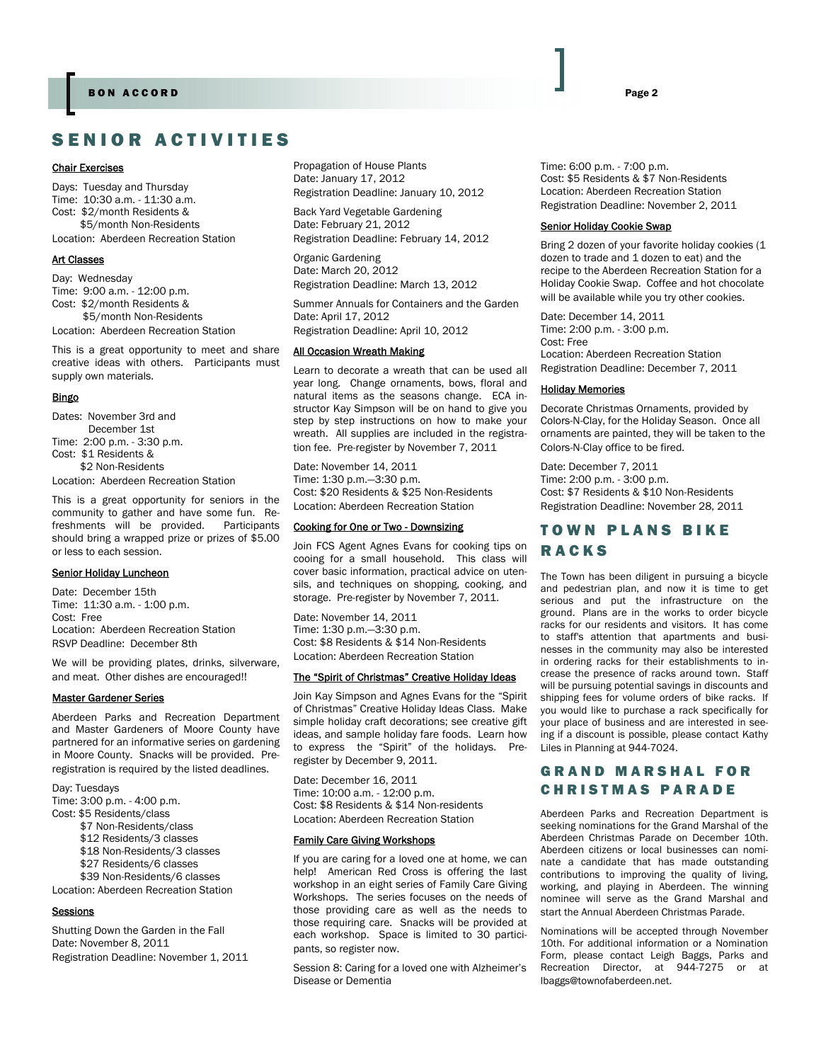# SENIOR ACTIVITIES

### Chair Exercises

Days: Tuesday and Thursday
Time: 10:30 a.m. - 11:30 a.m.
Cost: $2/month Residents &
$5/month Non-Residents
Location: Aberdeen Recreation Station

### Art Classes

Day: Wednesday
Time: 9:00 a.m. - 12:00 p.m.
Cost: $2/month Residents &
$5/month Non-Residents
Location: Aberdeen Recreation Station

This is a great opportunity to meet and share creative ideas with others. Participants must supply own materials.

### Bingo

Dates: November 3rd and
December 1st
Time: 2:00 p.m. - 3:30 p.m.
Cost: $1 Residents &
$2 Non-Residents
Location: Aberdeen Recreation Station

This is a great opportunity for seniors in the community to gather and have some fun. Refreshments will be provided. Participants should bring a wrapped prize or prizes of $5.00 or less to each session.

### Senior Holiday Luncheon

Date: December 15th
Time: 11:30 a.m. - 1:00 p.m.
Cost: Free
Location: Aberdeen Recreation Station
RSVP Deadline: December 8th

We will be providing plates, drinks, silverware, and meat. Other dishes are encouraged!!

### Master Gardener Series

Aberdeen Parks and Recreation Department and Master Gardeners of Moore County have partnered for an informative series on gardening in Moore County. Snacks will be provided. Preregistration is required by the listed deadlines.

Day: Tuesdays
Time: 3:00 p.m. - 4:00 p.m.
Cost: $5 Residents/class
$7 Non-Residents/class
$12 Residents/3 classes
$18 Non-Residents/3 classes
$27 Residents/6 classes
$39 Non-Residents/6 classes
Location: Aberdeen Recreation Station

### Sessions

Shutting Down the Garden in the Fall
Date: November 8, 2011
Registration Deadline: November 1, 2011

Propagation of House Plants
Date: January 17, 2012
Registration Deadline: January 10, 2012

Back Yard Vegetable Gardening
Date: February 21, 2012
Registration Deadline: February 14, 2012

Organic Gardening
Date: March 20, 2012
Registration Deadline: March 13, 2012

Summer Annuals for Containers and the Garden
Date: April 17, 2012
Registration Deadline: April 10, 2012

### All Occasion Wreath Making

Learn to decorate a wreath that can be used all year long. Change ornaments, bows, floral and natural items as the seasons change. ECA instructor Kay Simpson will be on hand to give you step by step instructions on how to make your wreath. All supplies are included in the registration fee. Pre-register by November 7, 2011

Date: November 14, 2011
Time: 1:30 p.m.—3:30 p.m.
Cost: $20 Residents & $25 Non-Residents
Location: Aberdeen Recreation Station

### Cooking for One or Two - Downsizing

Join FCS Agent Agnes Evans for cooking tips on cooing for a small household. This class will cover basic information, practical advice on utensils, and techniques on shopping, cooking, and storage. Pre-register by November 7, 2011.

Date: November 14, 2011
Time: 1:30 p.m.—3:30 p.m.
Cost: $8 Residents & $14 Non-Residents
Location: Aberdeen Recreation Station

### The "Spirit of Christmas" Creative Holiday Ideas

Join Kay Simpson and Agnes Evans for the "Spirit of Christmas" Creative Holiday Ideas Class. Make simple holiday craft decorations; see creative gift ideas, and sample holiday fare foods. Learn how to express the "Spirit" of the holidays. Pre-register by December 9, 2011.

Date: December 16, 2011
Time: 10:00 a.m. - 12:00 p.m.
Cost: $8 Residents & $14 Non-residents
Location: Aberdeen Recreation Station

### Family Care Giving Workshops

If you are caring for a loved one at home, we can help! American Red Cross is offering the last workshop in an eight series of Family Care Giving Workshops. The series focuses on the needs of those providing care as well as the needs to those requiring care. Snacks will be provided at each workshop. Space is limited to 30 participants, so register now.

Session 8: Caring for a loved one with Alzheimer's Disease or Dementia

Time: 6:00 p.m. - 7:00 p.m.
Cost: $5 Residents & $7 Non-Residents
Location: Aberdeen Recreation Station
Registration Deadline: November 2, 2011

### Senior Holiday Cookie Swap

Bring 2 dozen of your favorite holiday cookies (1 dozen to trade and 1 dozen to eat) and the recipe to the Aberdeen Recreation Station for a Holiday Cookie Swap. Coffee and hot chocolate will be available while you try other cookies.

Date: December 14, 2011
Time: 2:00 p.m. - 3:00 p.m.
Cost: Free
Location: Aberdeen Recreation Station
Registration Deadline: December 7, 2011

### Holiday Memories

Decorate Christmas Ornaments, provided by Colors-N-Clay, for the Holiday Season. Once all ornaments are painted, they will be taken to the Colors-N-Clay office to be fired.

Date: December 7, 2011
Time: 2:00 p.m. - 3:00 p.m.
Cost: $7 Residents & $10 Non-Residents
Registration Deadline: November 28, 2011

# TOWN PLANS BIKE RACKS

The Town has been diligent in pursuing a bicycle and pedestrian plan, and now it is time to get serious and put the infrastructure on the ground. Plans are in the works to order bicycle racks for our residents and visitors. It has come to staff's attention that apartments and businesses in the community may also be interested in ordering racks for their establishments to increase the presence of racks around town. Staff will be pursuing potential savings in discounts and shipping fees for volume orders of bike racks. If you would like to purchase a rack specifically for your place of business and are interested in seeing if a discount is possible, please contact Kathy Liles in Planning at 944-7024.

# GRAND MARSHAL FOR CHRISTMAS PARADE

Aberdeen Parks and Recreation Department is seeking nominations for the Grand Marshal of the Aberdeen Christmas Parade on December 10th. Aberdeen citizens or local businesses can nominate a candidate that has made outstanding contributions to improving the quality of living, working, and playing in Aberdeen. The winning nominee will serve as the Grand Marshal and start the Annual Aberdeen Christmas Parade.

Nominations will be accepted through November 10th. For additional information or a Nomination Form, please contact Leigh Baggs, Parks and Recreation Director, at 944-7275 or at lbaggs@townofaberdeen.net.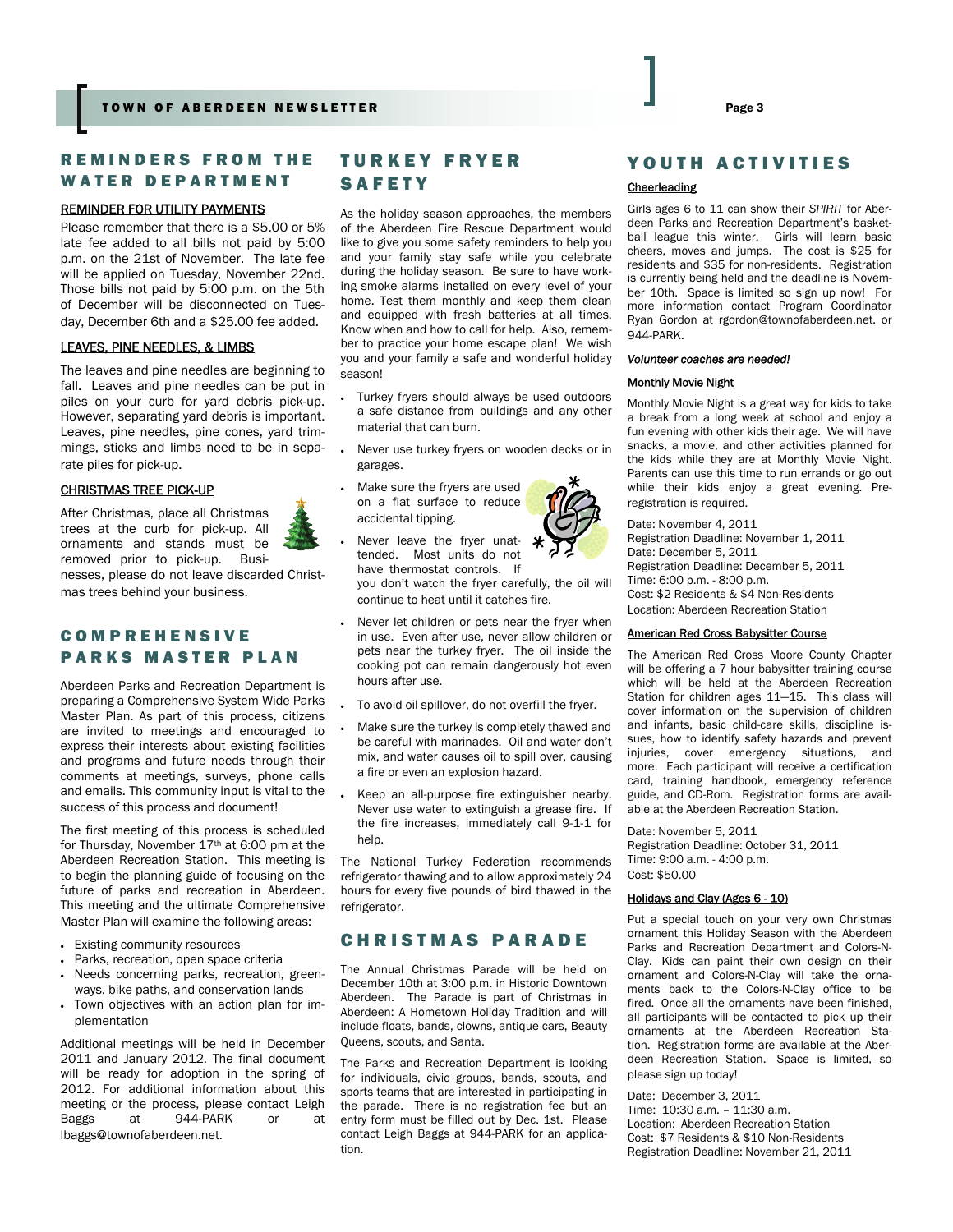## REMINDERS FROM THE WATER DEPARTMENT

### REMINDER FOR UTILITY PAYMENTS

Please remember that there is a $5.00 or 5% late fee added to all bills not paid by 5:00 p.m. on the 21st of November. The late fee will be applied on Tuesday, November 22nd. Those bills not paid by 5:00 p.m. on the 5th of December will be disconnected on Tuesday, December 6th and a $25.00 fee added.

### LEAVES, PINE NEEDLES, & LIMBS

The leaves and pine needles are beginning to fall. Leaves and pine needles can be put in piles on your curb for yard debris pick-up. However, separating yard debris is important. Leaves, pine needles, pine cones, yard trimmings, sticks and limbs need to be in separate piles for pick-up.

### CHRISTMAS TREE PICK-UP

After Christmas, place all Christmas trees at the curb for pick-up. All ornaments and stands must be removed prior to pick-up. Businesses, please do not leave discarded Christmas trees behind your business.

## COMPREHENSIVE PARKS MASTER PLAN

Aberdeen Parks and Recreation Department is preparing a Comprehensive System Wide Parks Master Plan. As part of this process, citizens are invited to meetings and encouraged to express their interests about existing facilities and programs and future needs through their comments at meetings, surveys, phone calls and emails. This community input is vital to the success of this process and document!

The first meeting of this process is scheduled for Thursday, November 17th at 6:00 pm at the Aberdeen Recreation Station. This meeting is to begin the planning guide of focusing on the future of parks and recreation in Aberdeen. This meeting and the ultimate Comprehensive Master Plan will examine the following areas:

- Existing community resources
- Parks, recreation, open space criteria
- Needs concerning parks, recreation, greenways, bike paths, and conservation lands
- Town objectives with an action plan for implementation

Additional meetings will be held in December 2011 and January 2012. The final document will be ready for adoption in the spring of 2012. For additional information about this meeting or the process, please contact Leigh Baggs at 944-PARK or at lbaggs@townofaberdeen.net.

## TURKEY FRYER SAFETY

As the holiday season approaches, the members of the Aberdeen Fire Rescue Department would like to give you some safety reminders to help you and your family stay safe while you celebrate during the holiday season. Be sure to have working smoke alarms installed on every level of your home. Test them monthly and keep them clean and equipped with fresh batteries at all times. Know when and how to call for help. Also, remember to practice your home escape plan! We wish you and your family a safe and wonderful holiday season!

- Turkey fryers should always be used outdoors a safe distance from buildings and any other material that can burn.
- Never use turkey fryers on wooden decks or in garages.
- Make sure the fryers are used on a flat surface to reduce accidental tipping.
- Never leave the fryer unattended. Most units do not have thermostat controls. If you don't watch the fryer carefully, the oil will continue to heat until it catches fire.
- Never let children or pets near the fryer when in use. Even after use, never allow children or pets near the turkey fryer. The oil inside the cooking pot can remain dangerously hot even hours after use.
- To avoid oil spillover, do not overfill the fryer.
- Make sure the turkey is completely thawed and be careful with marinades. Oil and water don't mix, and water causes oil to spill over, causing a fire or even an explosion hazard.
- Keep an all-purpose fire extinguisher nearby. Never use water to extinguish a grease fire. If the fire increases, immediately call 9-1-1 for help.

The National Turkey Federation recommends refrigerator thawing and to allow approximately 24 hours for every five pounds of bird thawed in the refrigerator.

## CHRISTMAS PARADE

The Annual Christmas Parade will be held on December 10th at 3:00 p.m. in Historic Downtown Aberdeen. The Parade is part of Christmas in Aberdeen: A Hometown Holiday Tradition and will include floats, bands, clowns, antique cars, Beauty Queens, scouts, and Santa.

The Parks and Recreation Department is looking for individuals, civic groups, bands, scouts, and sports teams that are interested in participating in the parade. There is no registration fee but an entry form must be filled out by Dec. 1st. Please contact Leigh Baggs at 944-PARK for an application.

## YOUTH ACTIVITIES

### Cheerleading

Girls ages 6 to 11 can show their *SPIRIT* for Aberdeen Parks and Recreation Department's basketball league this winter. Girls will learn basic cheers, moves and jumps. The cost is $25 for residents and $35 for non-residents. Registration is currently being held and the deadline is November 10th. Space is limited so sign up now! For more information contact Program Coordinator Ryan Gordon at rgordon@townofaberdeen.net. or 944-PARK.

***Volunteer coaches are needed!***

### Monthly Movie Night

Monthly Movie Night is a great way for kids to take a break from a long week at school and enjoy a fun evening with other kids their age. We will have snacks, a movie, and other activities planned for the kids while they are at Monthly Movie Night. Parents can use this time to run errands or go out while their kids enjoy a great evening. Pre-registration is required.

Date: November 4, 2011
Registration Deadline: November 1, 2011
Date: December 5, 2011
Registration Deadline: December 5, 2011
Time: 6:00 p.m. - 8:00 p.m.
Cost: $2 Residents & $4 Non-Residents
Location: Aberdeen Recreation Station

### American Red Cross Babysitter Course

The American Red Cross Moore County Chapter will be offering a 7 hour babysitter training course which will be held at the Aberdeen Recreation Station for children ages 11—15. This class will cover information on the supervision of children and infants, basic child-care skills, discipline issues, how to identify safety hazards and prevent injuries, cover emergency situations, and more. Each participant will receive a certification card, training handbook, emergency reference guide, and CD-Rom. Registration forms are available at the Aberdeen Recreation Station.

Date: November 5, 2011
Registration Deadline: October 31, 2011
Time: 9:00 a.m. - 4:00 p.m.
Cost: $50.00

### Holidays and Clay (Ages 6 - 10)

Put a special touch on your very own Christmas ornament this Holiday Season with the Aberdeen Parks and Recreation Department and Colors-N-Clay. Kids can paint their own design on their ornament and Colors-N-Clay will take the ornaments back to the Colors-N-Clay office to be fired. Once all the ornaments have been finished, all participants will be contacted to pick up their ornaments at the Aberdeen Recreation Station. Registration forms are available at the Aberdeen Recreation Station. Space is limited, so please sign up today!

Date: December 3, 2011
Time: 10:30 a.m. – 11:30 a.m.
Location: Aberdeen Recreation Station
Cost: $7 Residents & $10 Non-Residents
Registration Deadline: November 21, 2011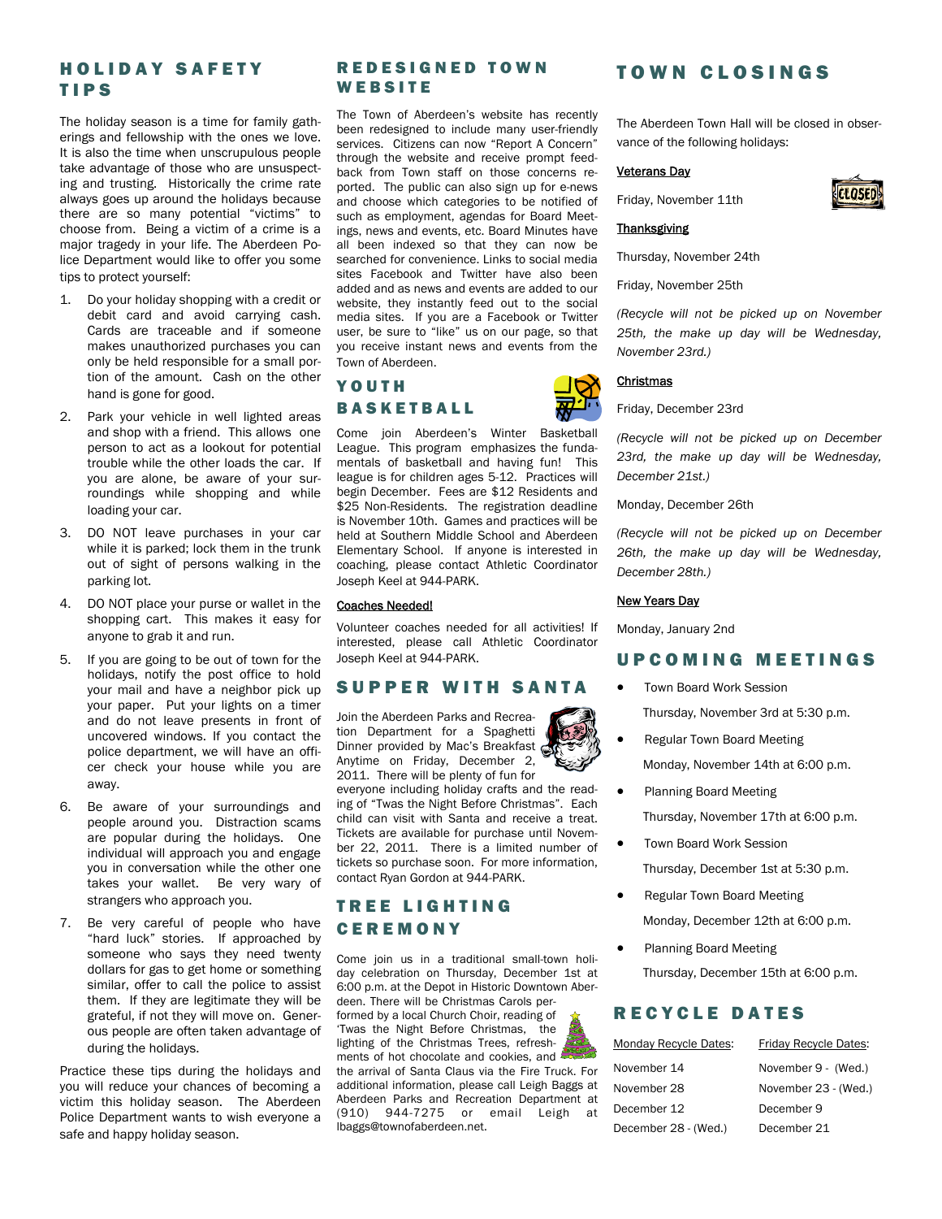## HOLIDAY SAFETY TIPS

The holiday season is a time for family gatherings and fellowship with the ones we love. It is also the time when unscrupulous people take advantage of those who are unsuspecting and trusting. Historically the crime rate always goes up around the holidays because there are so many potential "victims" to choose from. Being a victim of a crime is a major tragedy in your life. The Aberdeen Police Department would like to offer you some tips to protect yourself:

1. Do your holiday shopping with a credit or debit card and avoid carrying cash. Cards are traceable and if someone makes unauthorized purchases you can only be held responsible for a small portion of the amount. Cash on the other hand is gone for good.
2. Park your vehicle in well lighted areas and shop with a friend. This allows one person to act as a lookout for potential trouble while the other loads the car. If you are alone, be aware of your surroundings while shopping and while loading your car.
3. DO NOT leave purchases in your car while it is parked; lock them in the trunk out of sight of persons walking in the parking lot.
4. DO NOT place your purse or wallet in the shopping cart. This makes it easy for anyone to grab it and run.
5. If you are going to be out of town for the holidays, notify the post office to hold your mail and have a neighbor pick up your paper. Put your lights on a timer and do not leave presents in front of uncovered windows. If you contact the police department, we will have an officer check your house while you are away.
6. Be aware of your surroundings and people around you. Distraction scams are popular during the holidays. One individual will approach you and engage you in conversation while the other one takes your wallet. Be very wary of strangers who approach you.
7. Be very careful of people who have "hard luck" stories. If approached by someone who says they need twenty dollars for gas to get home or something similar, offer to call the police to assist them. If they are legitimate they will be grateful, if not they will move on. Generous people are often taken advantage of during the holidays.

Practice these tips during the holidays and you will reduce your chances of becoming a victim this holiday season. The Aberdeen Police Department wants to wish everyone a safe and happy holiday season.

## REDESIGNED TOWN WEBSITE

The Town of Aberdeen's website has recently been redesigned to include many user-friendly services. Citizens can now "Report A Concern" through the website and receive prompt feedback from Town staff on those concerns reported. The public can also sign up for e-news and choose which categories to be notified of such as employment, agendas for Board Meetings, news and events, etc. Board Minutes have all been indexed so that they can now be searched for convenience. Links to social media sites Facebook and Twitter have also been added and as news and events are added to our website, they instantly feed out to the social media sites. If you are a Facebook or Twitter user, be sure to "like" us on our page, so that you receive instant news and events from the Town of Aberdeen.

## YOUTH BASKETBALL

Come join Aberdeen's Winter Basketball League. This program emphasizes the fundamentals of basketball and having fun! This league is for children ages 5-12. Practices will begin December. Fees are $12 Residents and $25 Non-Residents. The registration deadline is November 10th. Games and practices will be held at Southern Middle School and Aberdeen Elementary School. If anyone is interested in coaching, please contact Athletic Coordinator Joseph Keel at 944-PARK.

**Coaches Needed!**

Volunteer coaches needed for all activities! If interested, please call Athletic Coordinator Joseph Keel at 944-PARK.

## SUPPER WITH SANTA

Join the Aberdeen Parks and Recreation Department for a Spaghetti Dinner provided by Mac's Breakfast Anytime on Friday, December 2, 2011. There will be plenty of fun for everyone including holiday crafts and the reading of "Twas the Night Before Christmas". Each child can visit with Santa and receive a treat. Tickets are available for purchase until November 22, 2011. There is a limited number of tickets so purchase soon. For more information, contact Ryan Gordon at 944-PARK.

## TREE LIGHTING CEREMONY

Come join us in a traditional small-town holiday celebration on Thursday, December 1st at 6:00 p.m. at the Depot in Historic Downtown Aberdeen. There will be Christmas Carols performed by a local Church Choir, reading of 'Twas the Night Before Christmas, the lighting of the Christmas Trees, refreshments of hot chocolate and cookies, and the arrival of Santa Claus via the Fire Truck. For additional information, please call Leigh Baggs at Aberdeen Parks and Recreation Department at (910) 944-7275 or email Leigh at lbaggs@townofaberdeen.net.

## TOWN CLOSINGS

The Aberdeen Town Hall will be closed in observance of the following holidays:

**Veterans Day**

Friday, November 11th

**Thanksgiving**

Thursday, November 24th

Friday, November 25th

*(Recycle will not be picked up on November 25th, the make up day will be Wednesday, November 23rd.)*

**Christmas**

Friday, December 23rd

*(Recycle will not be picked up on December 23rd, the make up day will be Wednesday, December 21st.)*

Monday, December 26th

*(Recycle will not be picked up on December 26th, the make up day will be Wednesday, December 28th.)*

**New Years Day**

Monday, January 2nd

## UPCOMING MEETINGS

- Town Board Work Session
  Thursday, November 3rd at 5:30 p.m.
- Regular Town Board Meeting
  Monday, November 14th at 6:00 p.m.
- Planning Board Meeting
  Thursday, November 17th at 6:00 p.m.
- Town Board Work Session
  Thursday, December 1st at 5:30 p.m.
- Regular Town Board Meeting
  Monday, December 12th at 6:00 p.m.
- Planning Board Meeting
  Thursday, December 15th at 6:00 p.m.

## RECYCLE DATES

| Monday Recycle Dates: | Friday Recycle Dates: |
|---|---|
| November 14 | November 9 - (Wed.) |
| November 28 | November 23 - (Wed.) |
| December 12 | December 9 |
| December 28 - (Wed.) | December 21 |